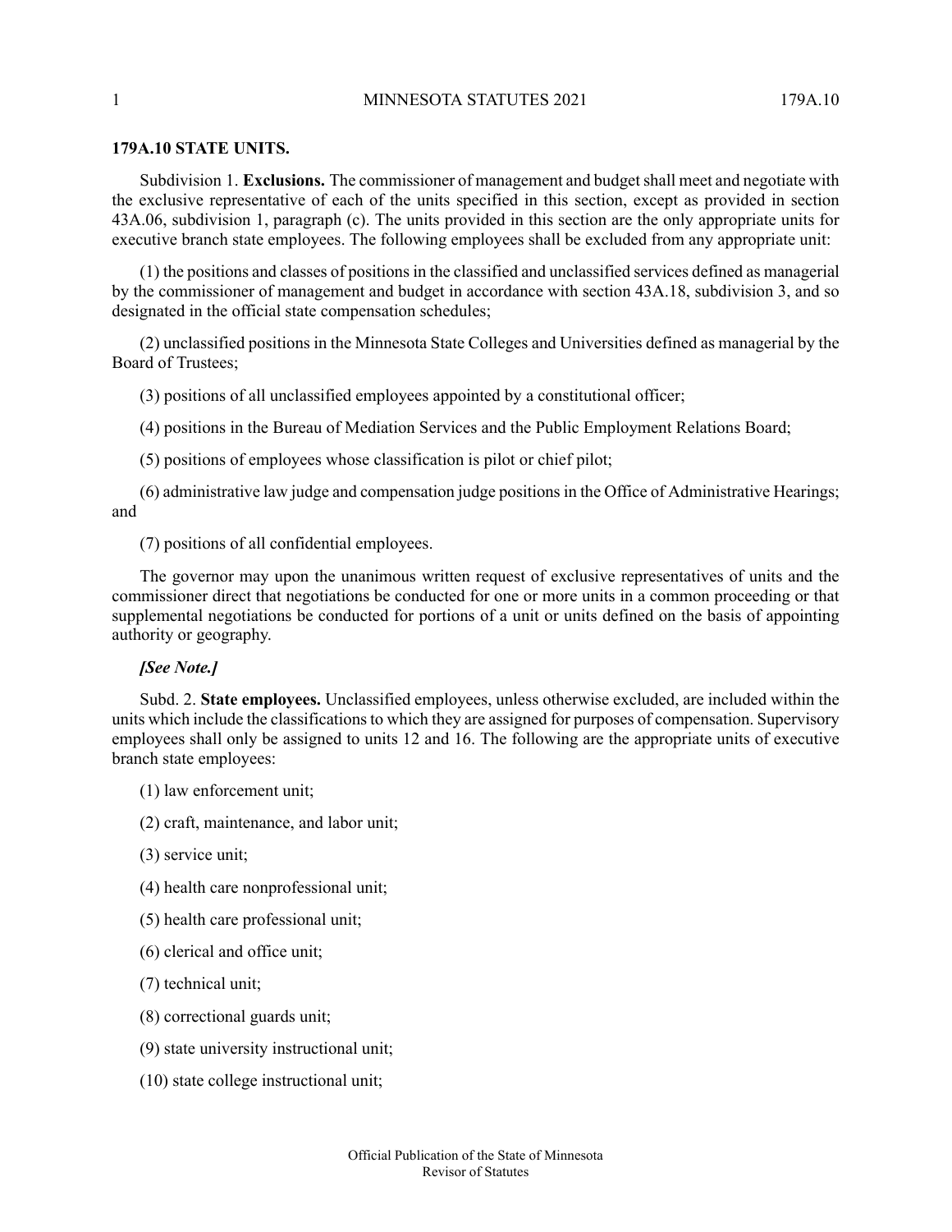## 179A.10 STATE UNITS.

Subdivision 1. **Exclusions.** The commissioner of management and budget shall meet and negotiate with the exclusive representative of each of the units specified in this section, except as provided in section 43A.06, subdivision 1, paragraph (c). The units provided in this section are the only appropriate units for executive branch state employees. The following employees shall be excluded from any appropriate unit:

(1) the positions and classes of positions in the classified and unclassified services defined as managerial by the commissioner of management and budget in accordance with section 43A.18, subdivision 3, and so designated in the official state compensation schedules;

(2) unclassified positions in the Minnesota State Colleges and Universities defined as managerial by the Board of Trustees;

(3) positions of all unclassified employees appointed by a constitutional officer;

(4) positions in the Bureau of Mediation Services and the Public Employment Relations Board;

(5) positions of employees whose classification is pilot or chief pilot;

(6) administrative law judge and compensation judge positions in the Office of Administrative Hearings; and

(7) positions of all confidential employees.

The governor may upon the unanimous written request of exclusive representatives of units and the commissioner direct that negotiations be conducted for one or more units in a common proceeding or that supplemental negotiations be conducted for portions of a unit or units defined on the basis of appointing authority or geography.

***[See Note.]***

Subd. 2. **State employees.** Unclassified employees, unless otherwise excluded, are included within the units which include the classifications to which they are assigned for purposes of compensation. Supervisory employees shall only be assigned to units 12 and 16. The following are the appropriate units of executive branch state employees:

(1) law enforcement unit;

(2) craft, maintenance, and labor unit;

(3) service unit;

(4) health care nonprofessional unit;

(5) health care professional unit;

(6) clerical and office unit;

(7) technical unit;

(8) correctional guards unit;

(9) state university instructional unit;

(10) state college instructional unit;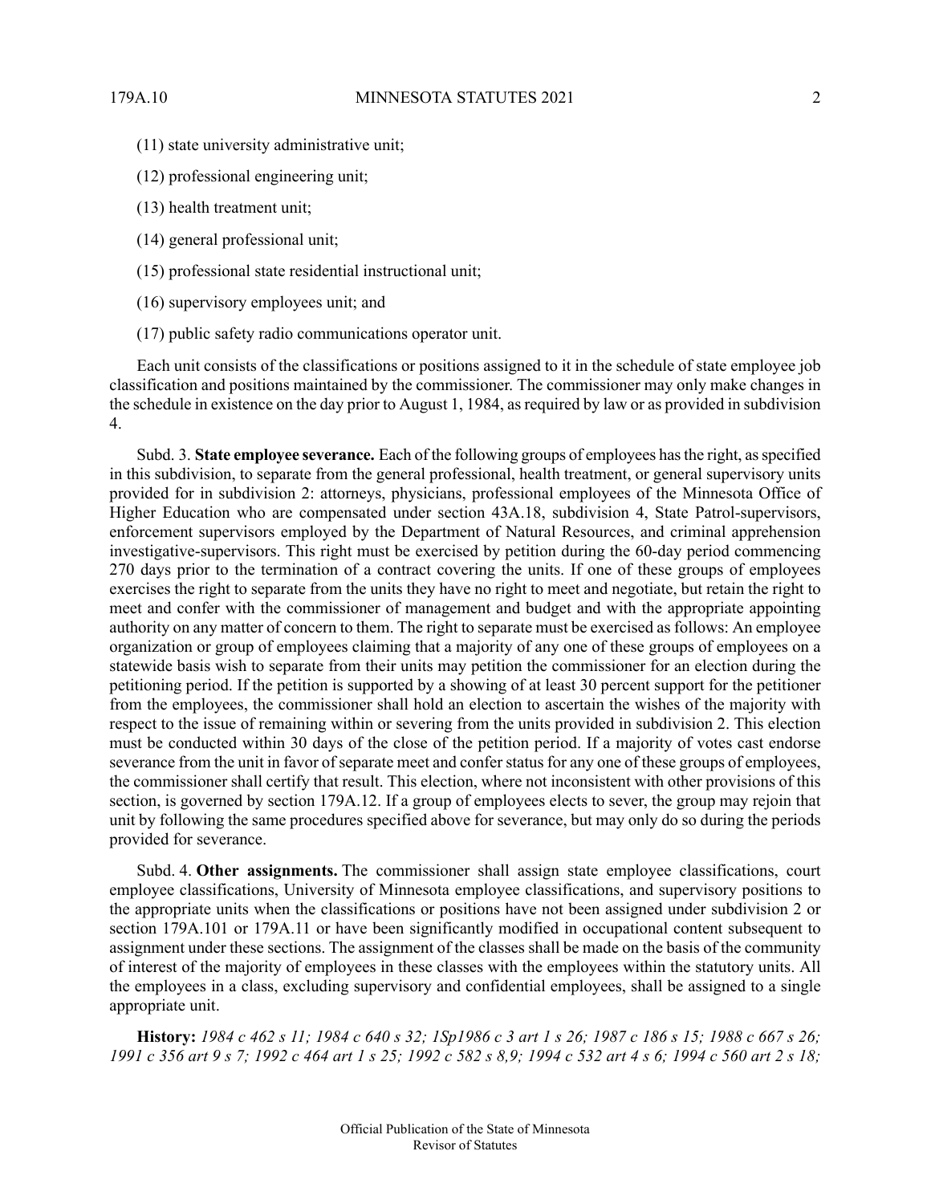(11) state university administrative unit;

(12) professional engineering unit;

(13) health treatment unit;

(14) general professional unit;

(15) professional state residential instructional unit;

(16) supervisory employees unit; and

(17) public safety radio communications operator unit.

Each unit consists of the classifications or positions assigned to it in the schedule of state employee job classification and positions maintained by the commissioner. The commissioner may only make changes in the schedule in existence on the day prior to August 1, 1984, as required by law or as provided in subdivision 4.

Subd. 3. **State employee severance.** Each of the following groups of employees has the right, as specified in this subdivision, to separate from the general professional, health treatment, or general supervisory units provided for in subdivision 2: attorneys, physicians, professional employees of the Minnesota Office of Higher Education who are compensated under section 43A.18, subdivision 4, State Patrol-supervisors, enforcement supervisors employed by the Department of Natural Resources, and criminal apprehension investigative-supervisors. This right must be exercised by petition during the 60-day period commencing 270 days prior to the termination of a contract covering the units. If one of these groups of employees exercises the right to separate from the units they have no right to meet and negotiate, but retain the right to meet and confer with the commissioner of management and budget and with the appropriate appointing authority on any matter of concern to them. The right to separate must be exercised as follows: An employee organization or group of employees claiming that a majority of any one of these groups of employees on a statewide basis wish to separate from their units may petition the commissioner for an election during the petitioning period. If the petition is supported by a showing of at least 30 percent support for the petitioner from the employees, the commissioner shall hold an election to ascertain the wishes of the majority with respect to the issue of remaining within or severing from the units provided in subdivision 2. This election must be conducted within 30 days of the close of the petition period. If a majority of votes cast endorse severance from the unit in favor of separate meet and confer status for any one of these groups of employees, the commissioner shall certify that result. This election, where not inconsistent with other provisions of this section, is governed by section 179A.12. If a group of employees elects to sever, the group may rejoin that unit by following the same procedures specified above for severance, but may only do so during the periods provided for severance.

Subd. 4. **Other assignments.** The commissioner shall assign state employee classifications, court employee classifications, University of Minnesota employee classifications, and supervisory positions to the appropriate units when the classifications or positions have not been assigned under subdivision 2 or section 179A.101 or 179A.11 or have been significantly modified in occupational content subsequent to assignment under these sections. The assignment of the classes shall be made on the basis of the community of interest of the majority of employees in these classes with the employees within the statutory units. All the employees in a class, excluding supervisory and confidential employees, shall be assigned to a single appropriate unit.

**History:** *1984 c 462 s 11; 1984 c 640 s 32; 1Sp1986 c 3 art 1 s 26; 1987 c 186 s 15; 1988 c 667 s 26; 1991 c 356 art 9 s 7; 1992 c 464 art 1 s 25; 1992 c 582 s 8,9; 1994 c 532 art 4 s 6; 1994 c 560 art 2 s 18;*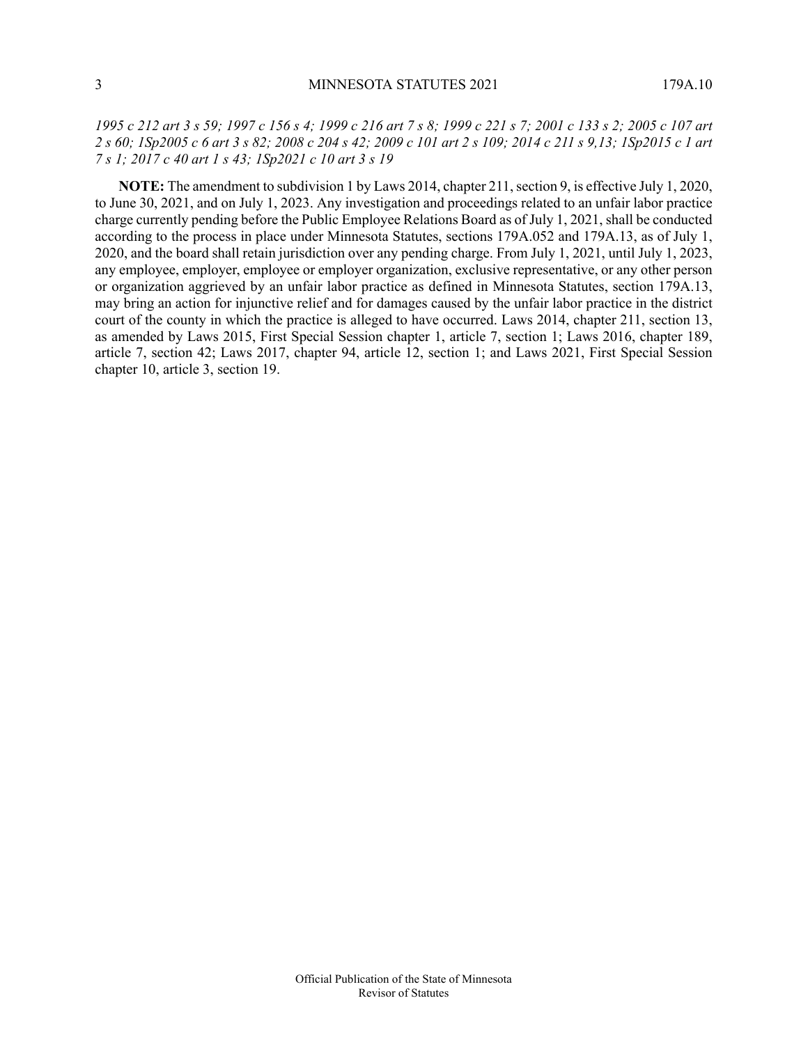*1995 c 212 art 3 s 59; 1997 c 156 s 4; 1999 c 216 art 7 s 8; 1999 c 221 s 7; 2001 c 133 s 2; 2005 c 107 art 2 s 60; 1Sp2005 c 6 art 3 s 82; 2008 c 204 s 42; 2009 c 101 art 2 s 109; 2014 c 211 s 9,13; 1Sp2015 c 1 art 7 s 1; 2017 c 40 art 1 s 43; 1Sp2021 c 10 art 3 s 19*

**NOTE:** The amendment to subdivision 1 by Laws 2014, chapter 211, section 9, is effective July 1, 2020, to June 30, 2021, and on July 1, 2023. Any investigation and proceedings related to an unfair labor practice charge currently pending before the Public Employee Relations Board as of July 1, 2021, shall be conducted according to the process in place under Minnesota Statutes, sections 179A.052 and 179A.13, as of July 1, 2020, and the board shall retain jurisdiction over any pending charge. From July 1, 2021, until July 1, 2023, any employee, employer, employee or employer organization, exclusive representative, or any other person or organization aggrieved by an unfair labor practice as defined in Minnesota Statutes, section 179A.13, may bring an action for injunctive relief and for damages caused by the unfair labor practice in the district court of the county in which the practice is alleged to have occurred. Laws 2014, chapter 211, section 13, as amended by Laws 2015, First Special Session chapter 1, article 7, section 1; Laws 2016, chapter 189, article 7, section 42; Laws 2017, chapter 94, article 12, section 1; and Laws 2021, First Special Session chapter 10, article 3, section 19.